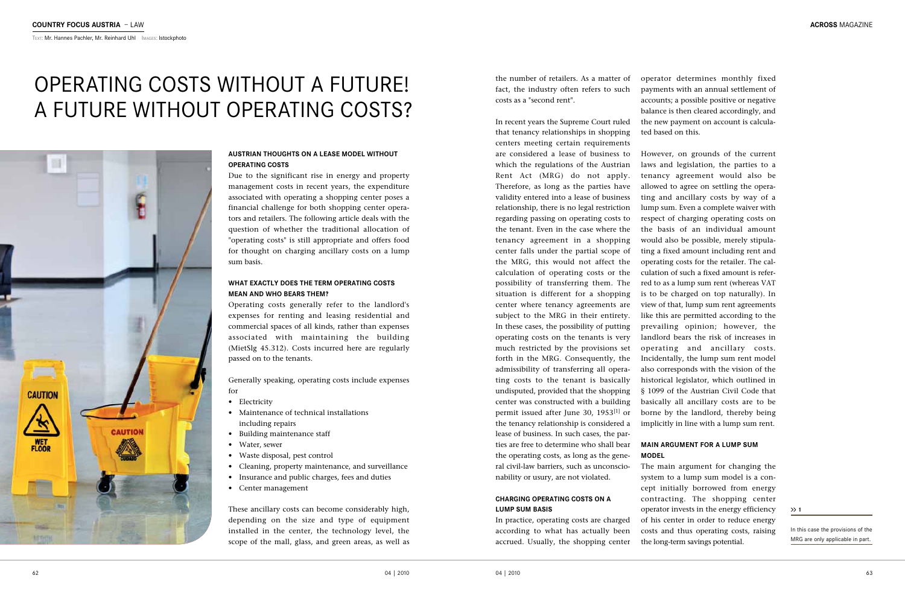Text: Mr. Hannes Pachler, Mr. Reinhard Uhl  Images: Istockphoto

# OPERATING COSTS WITHOUT A FUTURE! A FUTURE WITHOUT OPERATING COSTS?

### AUSTRIAN THOUGHTS ON A LEASE MODEL WITHOUT OPERATING COSTS

Due to the significant rise in energy and property management costs in recent years, the expenditure associated with operating a shopping center poses a financial challenge for both shopping center operators and retailers. The following article deals with the question of whether the traditional allocation of "operating costs" is still appropriate and offers food for thought on charging ancillary costs on a lump sum basis.

### WHAT EXACTLY DOES THE TERM OPERATING COSTS MEAN AND WHO BEARS THEM?

Operating costs generally refer to the landlord's expenses for renting and leasing residential and commercial spaces of all kinds, rather than expenses associated with maintaining the building (MietSlg 45.312). Costs incurred here are regularly passed on to the tenants.

Generally speaking, operating costs include expenses for

- Electricity
- Maintenance of technical installations including repairs
- Building maintenance staff
- Water, sewer
- Waste disposal, pest control
- Cleaning, property maintenance, and surveillance
- Insurance and public charges, fees and duties
- Center management

These ancillary costs can become considerably high, depending on the size and type of equipment installed in the center, the technology level, the scope of the mall, glass, and green areas, as well as the number of retailers. As a matter of fact, the industry often refers to such costs as a "second rent".

In recent years the Supreme Court ruled that tenancy relationships in shopping centers meeting certain requirements are considered a lease of business to which the regulations of the Austrian Rent Act (MRG) do not apply. Therefore, as long as the parties have validity entered into a lease of business relationship, there is no legal restriction regarding passing on operating costs to the tenant. Even in the case where the tenancy agreement in a shopping center falls under the partial scope of the MRG, this would not affect the calculation of operating costs or the possibility of transferring them. The situation is different for a shopping center where tenancy agreements are subject to the MRG in their entirety. In these cases, the possibility of putting operating costs on the tenants is very much restricted by the provisions set forth in the MRG. Consequently, the admissibility of transferring all operating costs to the tenant is basically undisputed, provided that the shopping center was constructed with a building permit issued after June 30, 1953[1] or the tenancy relationship is considered a lease of business. In such cases, the parties are free to determine who shall bear the operating costs, as long as the general civil-law barriers, such as unconscionability or usury, are not violated.

### CHARGING OPERATING COSTS ON A LUMP SUM BASIS

In practice, operating costs are charged according to what has actually been accrued. Usually, the shopping center operator determines monthly fixed payments with an annual settlement of accounts; a possible positive or negative balance is then cleared accordingly, and the new payment on account is calculated based on this.

However, on grounds of the current laws and legislation, the parties to a tenancy agreement would also be allowed to agree on settling the operating and ancillary costs by way of a lump sum. Even a complete waiver with respect of charging operating costs on the basis of an individual amount would also be possible, merely stipulating a fixed amount including rent and operating costs for the retailer. The calculation of such a fixed amount is referred to as a lump sum rent (whereas VAT is to be charged on top naturally). In view of that, lump sum rent agreements like this are permitted according to the prevailing opinion; however, the landlord bears the risk of increases in operating and ancillary costs. Incidentally, the lump sum rent model also corresponds with the vision of the historical legislator, which outlined in § 1099 of the Austrian Civil Code that basically all ancillary costs are to be borne by the landlord, thereby being implicitly in line with a lump sum rent.

### MAIN ARGUMENT FOR A LUMP SUM MODEL

The main argument for changing the system to a lump sum model is a concept initially borrowed from energy contracting. The shopping center operator invests in the energy efficiency of his center in order to reduce energy costs and thus operating costs, raising the long-term savings potential.

[1] In this case the provisions of the MRG are only applicable in part.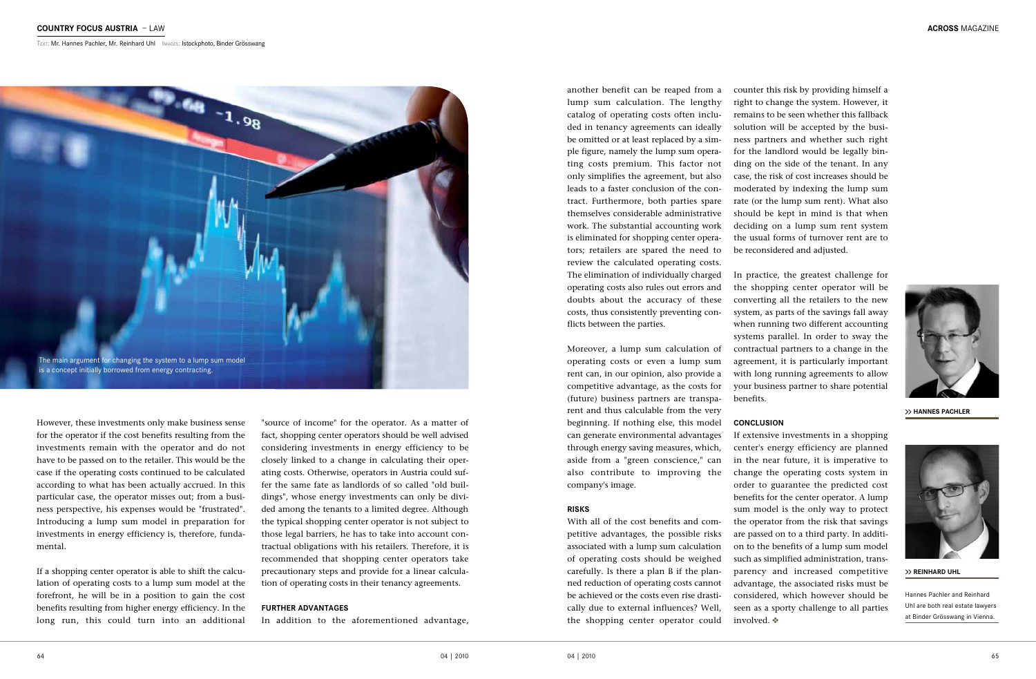The main argument for changing the system to a lump sum model is a concept initially borrowed from energy contracting.

However, these investments only make business sense for the operator if the cost benefits resulting from the investments remain with the operator and do not have to be passed on to the retailer. This would be the case if the operating costs continued to be calculated according to what has been actually accrued. In this particular case, the operator misses out; from a business perspective, his expenses would be "frustrated". Introducing a lump sum model in preparation for investments in energy efficiency is, therefore, fundamental.

If a shopping center operator is able to shift the calculation of operating costs to a lump sum model at the forefront, he will be in a position to gain the cost benefits resulting from higher energy efficiency. In the long run, this could turn into an additional "source of income" for the operator. As a matter of fact, shopping center operators should be well advised considering investments in energy efficiency to be closely linked to a change in calculating their operating costs. Otherwise, operators in Austria could suffer the same fate as landlords of so called "old buildings", whose energy investments can only be divided among the tenants to a limited degree. Although the typical shopping center operator is not subject to those legal barriers, he has to take into account contractual obligations with his retailers. Therefore, it is recommended that shopping center operators take precautionary steps and provide for a linear calculation of operating costs in their tenancy agreements.

## FURTHER ADVANTAGES

In addition to the aforementioned advantage, another benefit can be reaped from a lump sum calculation. The lengthy catalog of operating costs often included in tenancy agreements can ideally be omitted or at least replaced by a simple figure, namely the lump sum operating costs premium. This factor not only simplifies the agreement, but also leads to a faster conclusion of the contract. Furthermore, both parties spare themselves considerable administrative work. The substantial accounting work is eliminated for shopping center operators; retailers are spared the need to review the calculated operating costs. The elimination of individually charged operating costs also rules out errors and doubts about the accuracy of these costs, thus consistently preventing conflicts between the parties.

Moreover, a lump sum calculation of operating costs or even a lump sum rent can, in our opinion, also provide a competitive advantage, as the costs for (future) business partners are transparent and thus calculable from the very beginning. If nothing else, this model can generate environmental advantages through energy saving measures, which, aside from a "green conscience," can also contribute to improving the company's image.

## RISKS

With all of the cost benefits and competitive advantages, the possible risks associated with a lump sum calculation of operating costs should be weighed carefully. Is there a plan B if the planned reduction of operating costs cannot be achieved or the costs even rise drastically due to external influences? Well, the shopping center operator could counter this risk by providing himself a right to change the system. However, it remains to be seen whether this fallback solution will be accepted by the business partners and whether such right for the landlord would be legally binding on the side of the tenant. In any case, the risk of cost increases should be moderated by indexing the lump sum rate (or the lump sum rent). What also should be kept in mind is that when deciding on a lump sum rent system the usual forms of turnover rent are to be reconsidered and adjusted.

In practice, the greatest challenge for the shopping center operator will be converting all the retailers to the new system, as parts of the savings fall away when running two different accounting systems parallel. In order to sway the contractual partners to a change in the agreement, it is particularly important with long running agreements to allow your business partner to share potential benefits.

## CONCLUSION

If extensive investments in a shopping center's energy efficiency are planned in the near future, it is imperative to change the operating costs system in order to guarantee the predicted cost benefits for the center operator. A lump sum model is the only way to protect the operator from the risk that savings are passed on to a third party. In addition to the benefits of a lump sum model such as simplified administration, transparency and increased competitive advantage, the associated risks must be considered, which however should be seen as a sporty challenge to all parties involved. ❖

>> **HANNES PACHLER**

>> **REINHARD UHL**

Hannes Pachler and Reinhard Uhl are both real estate lawyers at Binder Grösswang in Vienna.